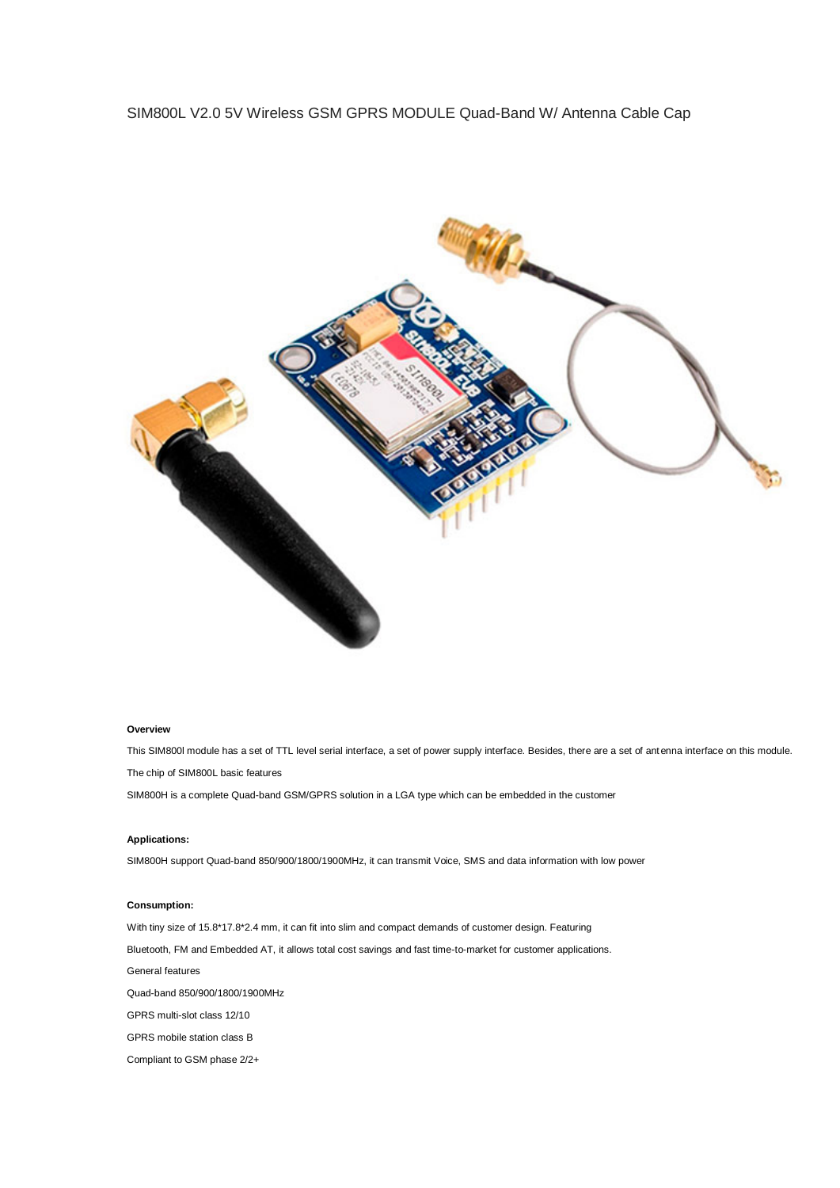# SIM800L V2.0 5V Wireless GSM GPRS MODULE Quad-Band W/ Antenna Cable Cap

**Overview**

This SIM800l module has a set of TTL level serial interface, a set of power supply interface. Besides, there are a set of antenna interface on this module.

The chip of SIM800L basic features

SIM800H is a complete Quad-band GSM/GPRS solution in a LGA type which can be embedded in the customer

**Applications:**

SIM800H support Quad-band 850/900/1800/1900MHz, it can transmit Voice, SMS and data information with low power

**Consumption:**

With tiny size of 15.8*17.8*2.4 mm, it can fit into slim and compact demands of customer design. Featuring

Bluetooth, FM and Embedded AT, it allows total cost savings and fast time-to-market for customer applications.

General features

Quad-band 850/900/1800/1900MHz

GPRS multi-slot class 12/10

GPRS mobile station class B

Compliant to GSM phase 2/2+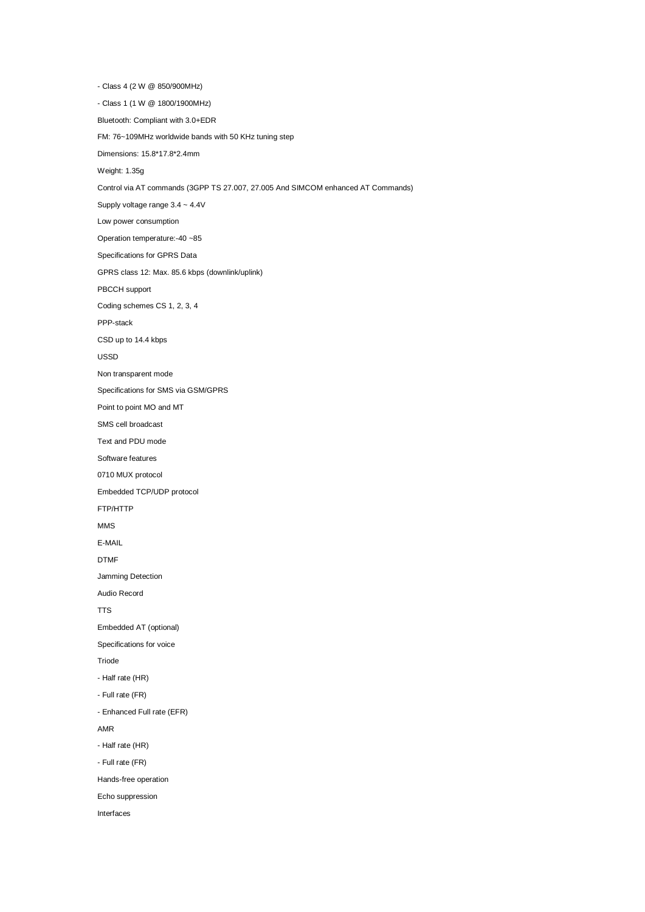- Class 4 (2 W @ 850/900MHz)

- Class 1 (1 W @ 1800/1900MHz)

Bluetooth: Compliant with 3.0+EDR

FM: 76~109MHz worldwide bands with 50 KHz tuning step

Dimensions: 15.8*17.8*2.4mm

Weight: 1.35g

Control via AT commands (3GPP TS 27.007, 27.005 And SIMCOM enhanced AT Commands)

Supply voltage range 3.4 ~ 4.4V

Low power consumption

Operation temperature:-40 ~85

Specifications for GPRS Data

GPRS class 12: Max. 85.6 kbps (downlink/uplink)

PBCCH support

Coding schemes CS 1, 2, 3, 4

PPP-stack

CSD up to 14.4 kbps

USSD

Non transparent mode

Specifications for SMS via GSM/GPRS

Point to point MO and MT

SMS cell broadcast

Text and PDU mode

Software features

0710 MUX protocol

Embedded TCP/UDP protocol

FTP/HTTP

MMS

E-MAIL

DTMF

Jamming Detection

Audio Record

TTS

Embedded AT (optional)

Specifications for voice

Triode

- Half rate (HR)

- Full rate (FR)

- Enhanced Full rate (EFR)

AMR

- Half rate (HR)

- Full rate (FR)

Hands-free operation

Echo suppression

Interfaces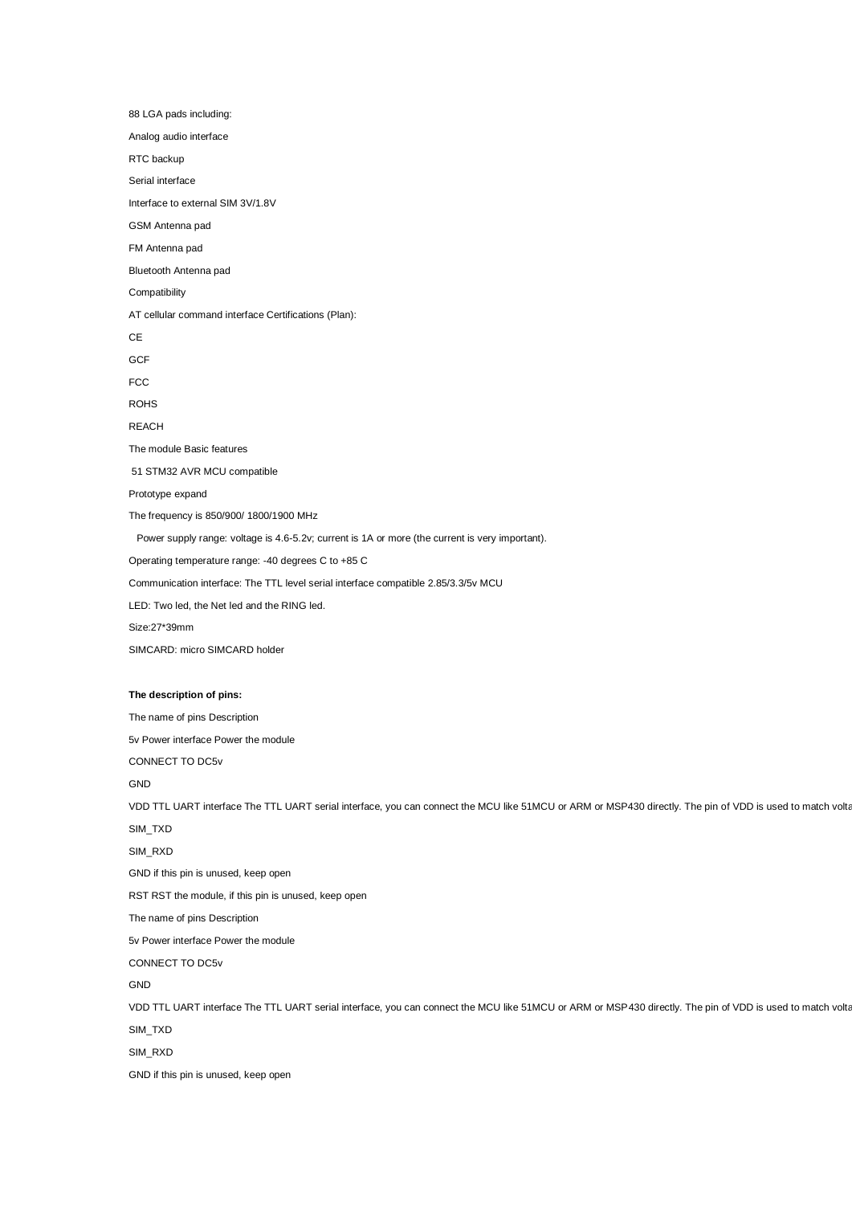88 LGA pads including:

Analog audio interface

RTC backup

Serial interface

Interface to external SIM 3V/1.8V

GSM Antenna pad

FM Antenna pad

Bluetooth Antenna pad

Compatibility

AT cellular command interface Certifications (Plan):

CE

GCF

FCC

ROHS

REACH

The module Basic features

51 STM32 AVR MCU compatible

Prototype expand

The frequency is 850/900/ 1800/1900 MHz

Power supply range: voltage is 4.6-5.2v; current is 1A or more (the current is very important).

Operating temperature range: -40 degrees C to +85 C

Communication interface: The TTL level serial interface compatible 2.85/3.3/5v MCU

LED: Two led, the Net led and the RING led.

Size:27*39mm

SIMCARD: micro SIMCARD holder

**The description of pins:**

The name of pins Description

5v Power interface Power the module

CONNECT TO DC5v

GND

VDD TTL UART interface The TTL UART serial interface, you can connect the MCU like 51MCU or ARM or MSP430 directly. The pin of VDD is used to match volta

SIM_TXD

SIM_RXD

GND if this pin is unused, keep open

RST RST the module, if this pin is unused, keep open

The name of pins Description

5v Power interface Power the module

CONNECT TO DC5v

GND

VDD TTL UART interface The TTL UART serial interface, you can connect the MCU like 51MCU or ARM or MSP430 directly. The pin of VDD is used to match volta

SIM_TXD

SIM_RXD

GND if this pin is unused, keep open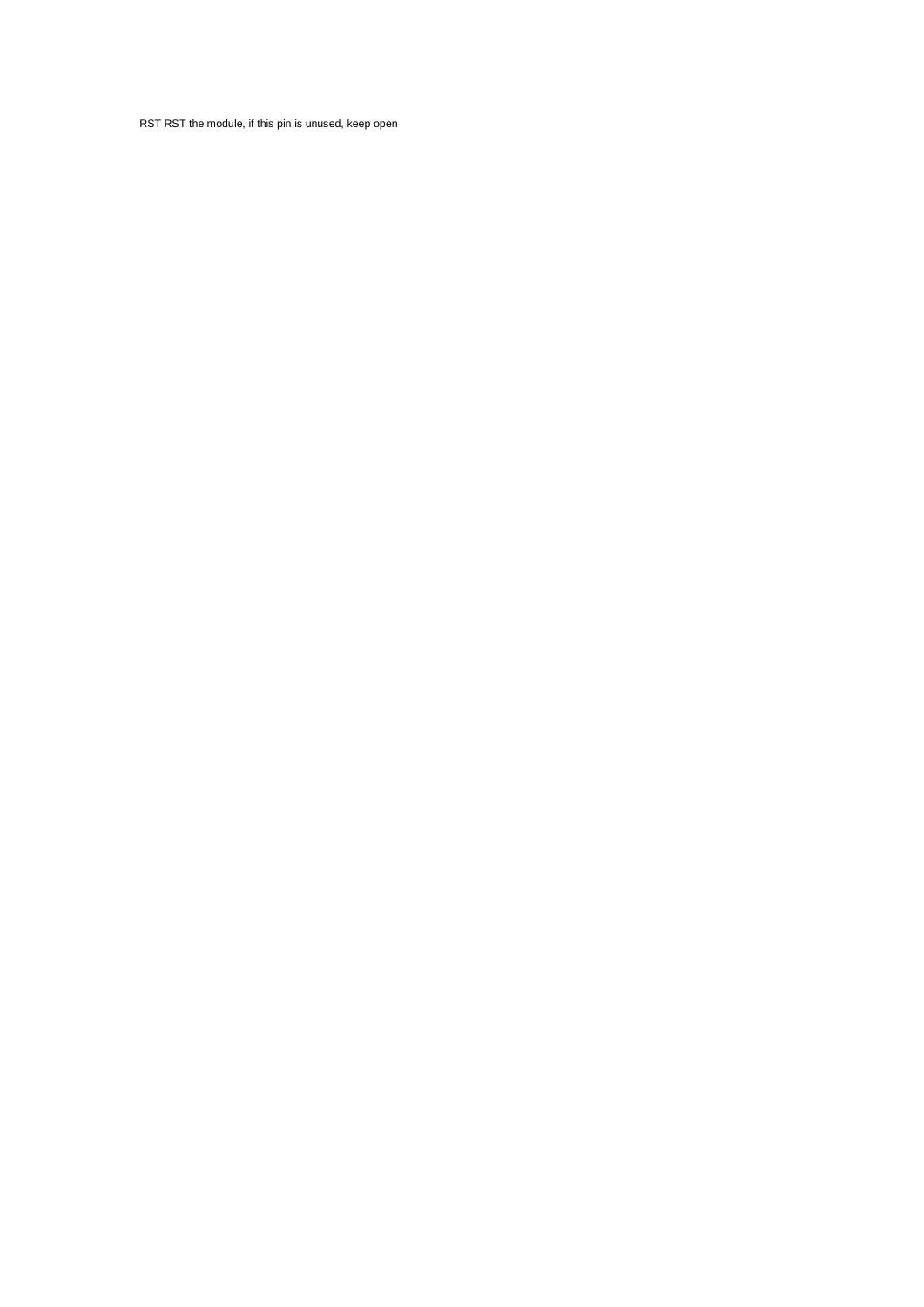RST RST the module, if this pin is unused, keep open